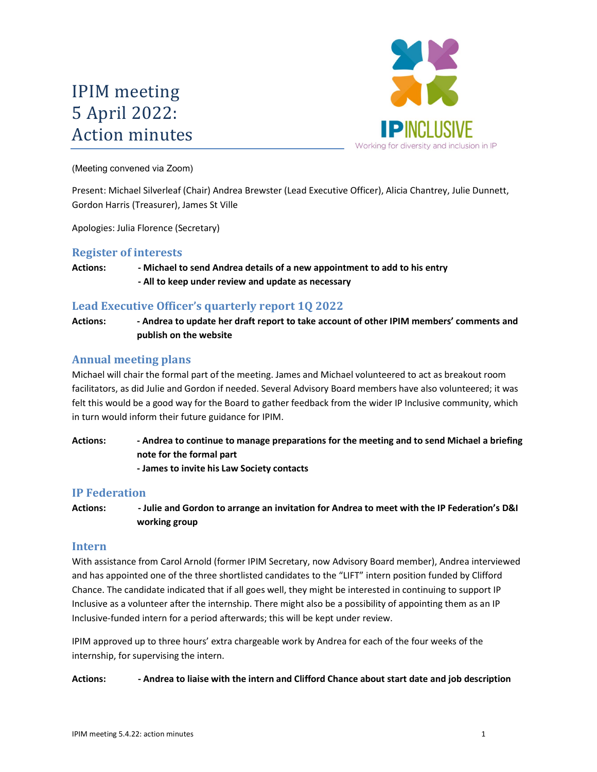# IPIM meeting 5 April 2022: Action minutes

(Meeting convened via Zoom)

Present: Michael Silverleaf (Chair) Andrea Brewster (Lead Executive Officer), Alicia Chantrey, Julie Dunnett, Gordon Harris (Treasurer), James St Ville

Apologies: Julia Florence (Secretary)

## Register of interests

**Actions:** **- Michael to send Andrea details of a new appointment to add to his entry**
**- All to keep under review and update as necessary**

## Lead Executive Officer's quarterly report 1Q 2022

**Actions:** **- Andrea to update her draft report to take account of other IPIM members' comments and publish on the website**

## Annual meeting plans

Michael will chair the formal part of the meeting. James and Michael volunteered to act as breakout room facilitators, as did Julie and Gordon if needed. Several Advisory Board members have also volunteered; it was felt this would be a good way for the Board to gather feedback from the wider IP Inclusive community, which in turn would inform their future guidance for IPIM.

**Actions:** **- Andrea to continue to manage preparations for the meeting and to send Michael a briefing note for the formal part**
**- James to invite his Law Society contacts**

## IP Federation

**Actions:** **- Julie and Gordon to arrange an invitation for Andrea to meet with the IP Federation's D&I working group**

## Intern

With assistance from Carol Arnold (former IPIM Secretary, now Advisory Board member), Andrea interviewed and has appointed one of the three shortlisted candidates to the "LIFT" intern position funded by Clifford Chance. The candidate indicated that if all goes well, they might be interested in continuing to support IP Inclusive as a volunteer after the internship. There might also be a possibility of appointing them as an IP Inclusive-funded intern for a period afterwards; this will be kept under review.

IPIM approved up to three hours' extra chargeable work by Andrea for each of the four weeks of the internship, for supervising the intern.

**Actions:** **- Andrea to liaise with the intern and Clifford Chance about start date and job description**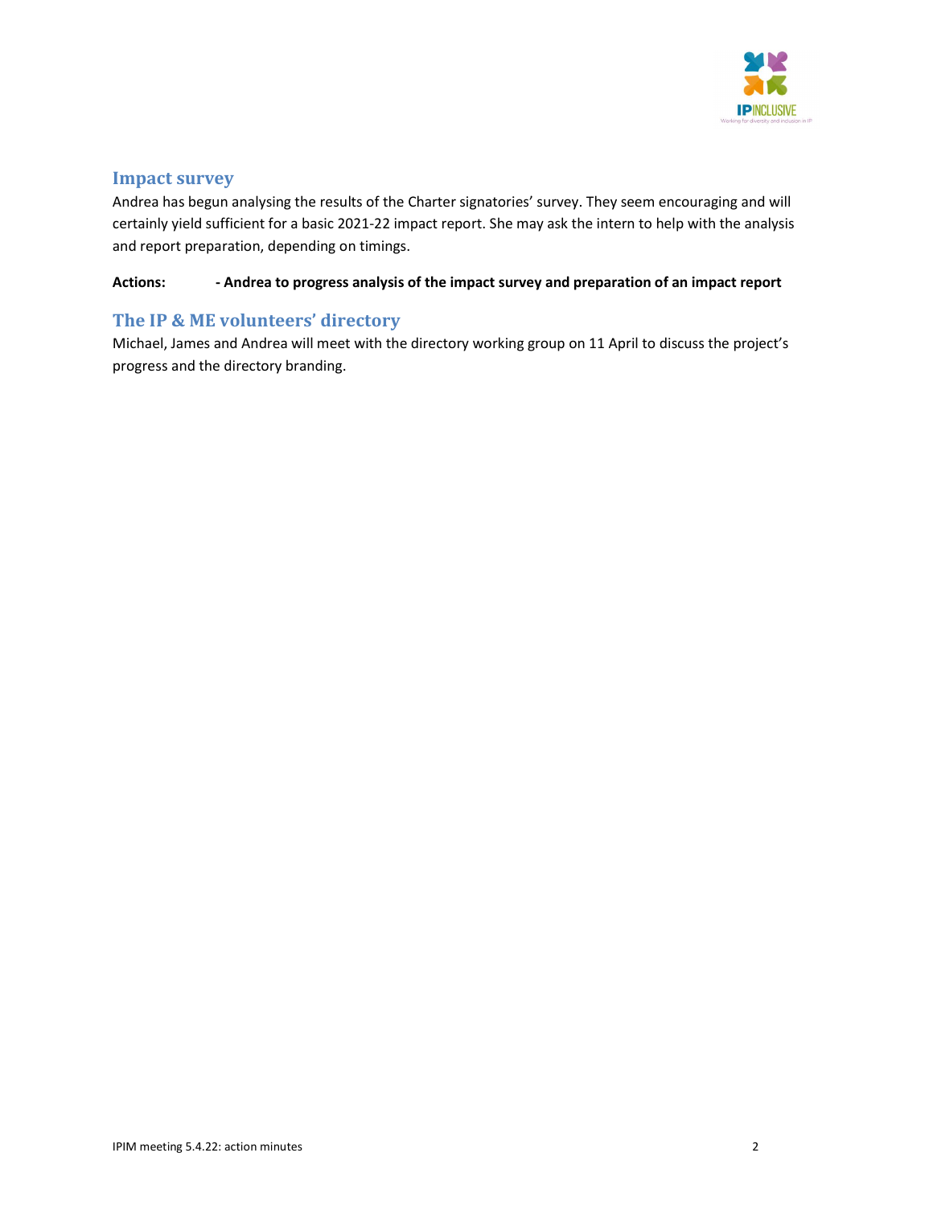## Impact survey

Andrea has begun analysing the results of the Charter signatories' survey. They seem encouraging and will certainly yield sufficient for a basic 2021-22 impact report. She may ask the intern to help with the analysis and report preparation, depending on timings.

**Actions: - Andrea to progress analysis of the impact survey and preparation of an impact report**

## The IP & ME volunteers' directory

Michael, James and Andrea will meet with the directory working group on 11 April to discuss the project's progress and the directory branding.